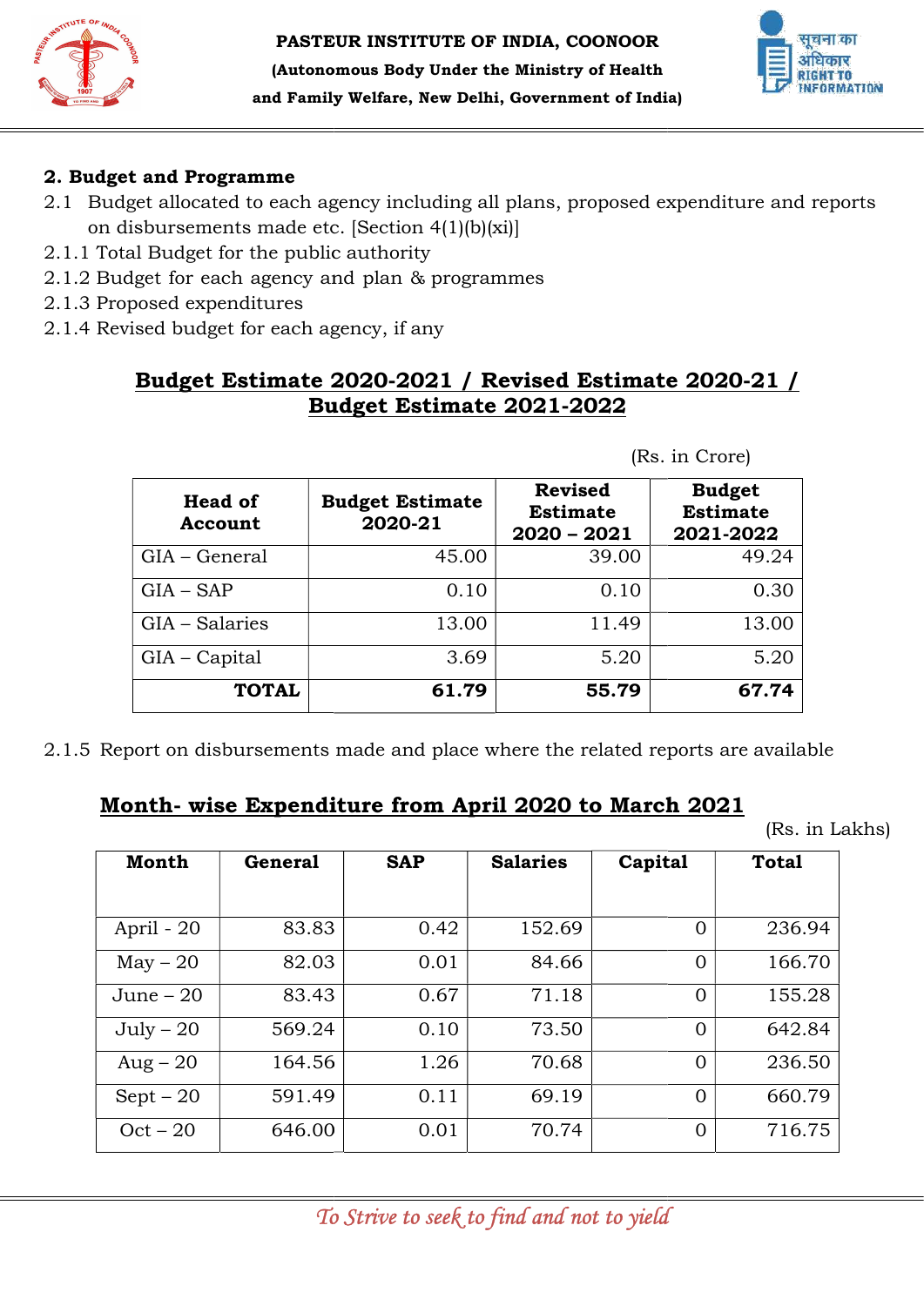**PASTEUR INSTITUTE OF INDIA, COONOOR**
**(Autonomous Body Under the Ministry of Health and Family Welfare, New Delhi, Government of India)**

## 2. Budget and Programme

2.1 Budget allocated to each agency including all plans, proposed expenditure and reports on disbursements made etc. [Section 4(1)(b)(xi)]

2.1.1 Total Budget for the public authority

2.1.2 Budget for each agency and plan & programmes

2.1.3 Proposed expenditures

2.1.4 Revised budget for each agency, if any

### Budget Estimate 2020-2021 / Revised Estimate 2020-21 / Budget Estimate 2021-2022

(Rs. in Crore)

| Head of Account | Budget Estimate 2020-21 | Revised Estimate 2020 – 2021 | Budget Estimate 2021-2022 |
|---|---|---|---|
| GIA – General | 45.00 | 39.00 | 49.24 |
| GIA – SAP | 0.10 | 0.10 | 0.30 |
| GIA – Salaries | 13.00 | 11.49 | 13.00 |
| GIA – Capital | 3.69 | 5.20 | 5.20 |
| **TOTAL** | **61.79** | **55.79** | **67.74** |

2.1.5 Report on disbursements made and place where the related reports are available

### Month- wise Expenditure from April 2020 to March 2021

(Rs. in Lakhs)

| Month | General | SAP | Salaries | Capital | Total |
|---|---|---|---|---|---|
| April - 20 | 83.83 | 0.42 | 152.69 | 0 | 236.94 |
| May – 20 | 82.03 | 0.01 | 84.66 | 0 | 166.70 |
| June – 20 | 83.43 | 0.67 | 71.18 | 0 | 155.28 |
| July – 20 | 569.24 | 0.10 | 73.50 | 0 | 642.84 |
| Aug – 20 | 164.56 | 1.26 | 70.68 | 0 | 236.50 |
| Sept – 20 | 591.49 | 0.11 | 69.19 | 0 | 660.79 |
| Oct – 20 | 646.00 | 0.01 | 70.74 | 0 | 716.75 |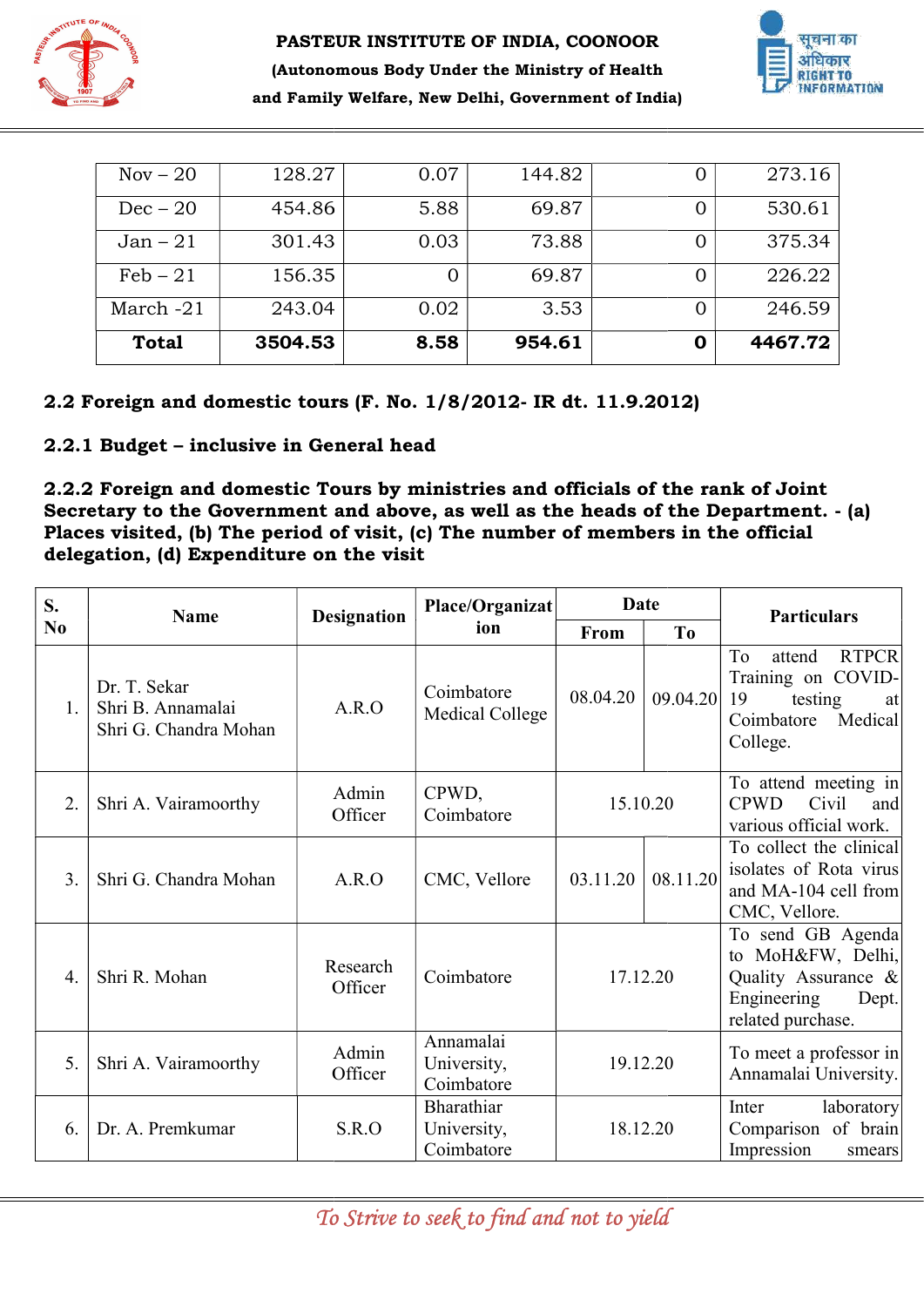| Nov – 20 | 128.27 | 0.07 | 144.82 | 0 | 273.16 |
|---|---|---|---|---|---|
| Dec – 20 | 454.86 | 5.88 | 69.87 | 0 | 530.61 |
| Jan – 21 | 301.43 | 0.03 | 73.88 | 0 | 375.34 |
| Feb – 21 | 156.35 | 0 | 69.87 | 0 | 226.22 |
| March -21 | 243.04 | 0.02 | 3.53 | 0 | 246.59 |
| **Total** | **3504.53** | **8.58** | **954.61** | **0** | **4467.72** |

**2.2 Foreign and domestic tours (F. No. 1/8/2012- IR dt. 11.9.2012)**

**2.2.1 Budget – inclusive in General head**

**2.2.2 Foreign and domestic Tours by ministries and officials of the rank of Joint Secretary to the Government and above, as well as the heads of the Department. - (a) Places visited, (b) The period of visit, (c) The number of members in the official delegation, (d) Expenditure on the visit**

| S. No | Name | Designation | Place/Organization | Date | | Particulars |
|---|---|---|---|---|---|---|
| | | | | From | To | |
| 1. | Dr. T. Sekar<br>Shri B. Annamalai<br>Shri G. Chandra Mohan | A.R.O | Coimbatore Medical College | 08.04.20 | 09.04.20 | To attend RTPCR Training on COVID-19 testing at Coimbatore Medical College. |
| 2. | Shri A. Vairamoorthy | Admin Officer | CPWD, Coimbatore | 15.10.20 | | To attend meeting in CPWD Civil and various official work. |
| 3. | Shri G. Chandra Mohan | A.R.O | CMC, Vellore | 03.11.20 | 08.11.20 | To collect the clinical isolates of Rota virus and MA-104 cell from CMC, Vellore. |
| 4. | Shri R. Mohan | Research Officer | Coimbatore | 17.12.20 | | To send GB Agenda to MoH&FW, Delhi, Quality Assurance & Engineering Dept. related purchase. |
| 5. | Shri A. Vairamoorthy | Admin Officer | Annamalai University, Coimbatore | 19.12.20 | | To meet a professor in Annamalai University. |
| 6. | Dr. A. Premkumar | S.R.O | Bharathiar University, Coimbatore | 18.12.20 | | Inter laboratory Comparison of brain Impression smears |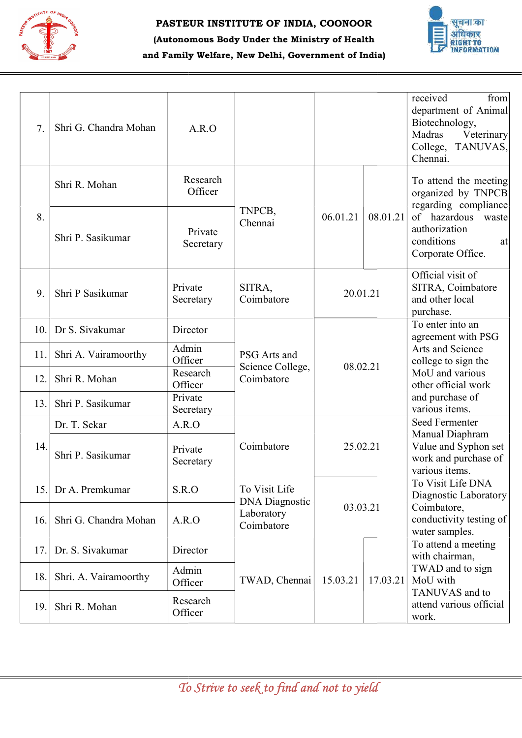| | | | | | | |
|---|---|---|---|---|---|---|
| 7. | Shri G. Chandra Mohan | A.R.O | | | | received from department of Animal Biotechnology, Madras Veterinary College, TANUVAS, Chennai. |
| 8. | Shri R. Mohan | Research Officer | TNPCB, Chennai | 06.01.21 | 08.01.21 | To attend the meeting organized by TNPCB regarding compliance of hazardous waste authorization conditions at Corporate Office. |
| | Shri P. Sasikumar | Private Secretary | | | | |
| 9. | Shri P Sasikumar | Private Secretary | SITRA, Coimbatore | 20.01.21 | | Official visit of SITRA, Coimbatore and other local purchase. |
| 10. | Dr S. Sivakumar | Director | PSG Arts and Science College, Coimbatore | 08.02.21 | | To enter into an agreement with PSG Arts and Science college to sign the MoU and various other official work and purchase of various items. |
| 11. | Shri A. Vairamoorthy | Admin Officer | | | | |
| 12. | Shri R. Mohan | Research Officer | | | | |
| 13. | Shri P. Sasikumar | Private Secretary | | | | |
| 14. | Dr. T. Sekar | A.R.O | Coimbatore | 25.02.21 | | Seed Fermenter Manual Diaphram Value and Syphon set work and purchase of various items. |
| | Shri P. Sasikumar | Private Secretary | | | | |
| 15. | Dr A. Premkumar | S.R.O | To Visit Life DNA Diagnostic Laboratory Coimbatore | 03.03.21 | | To Visit Life DNA Diagnostic Laboratory Coimbatore, conductivity testing of water samples. |
| 16. | Shri G. Chandra Mohan | A.R.O | | | | |
| 17. | Dr. S. Sivakumar | Director | TWAD, Chennai | 15.03.21 | 17.03.21 | To attend a meeting with chairman, TWAD and to sign MoU with TANUVAS and to attend various official work. |
| 18. | Shri. A. Vairamoorthy | Admin Officer | | | | |
| 19. | Shri R. Mohan | Research Officer | | | | |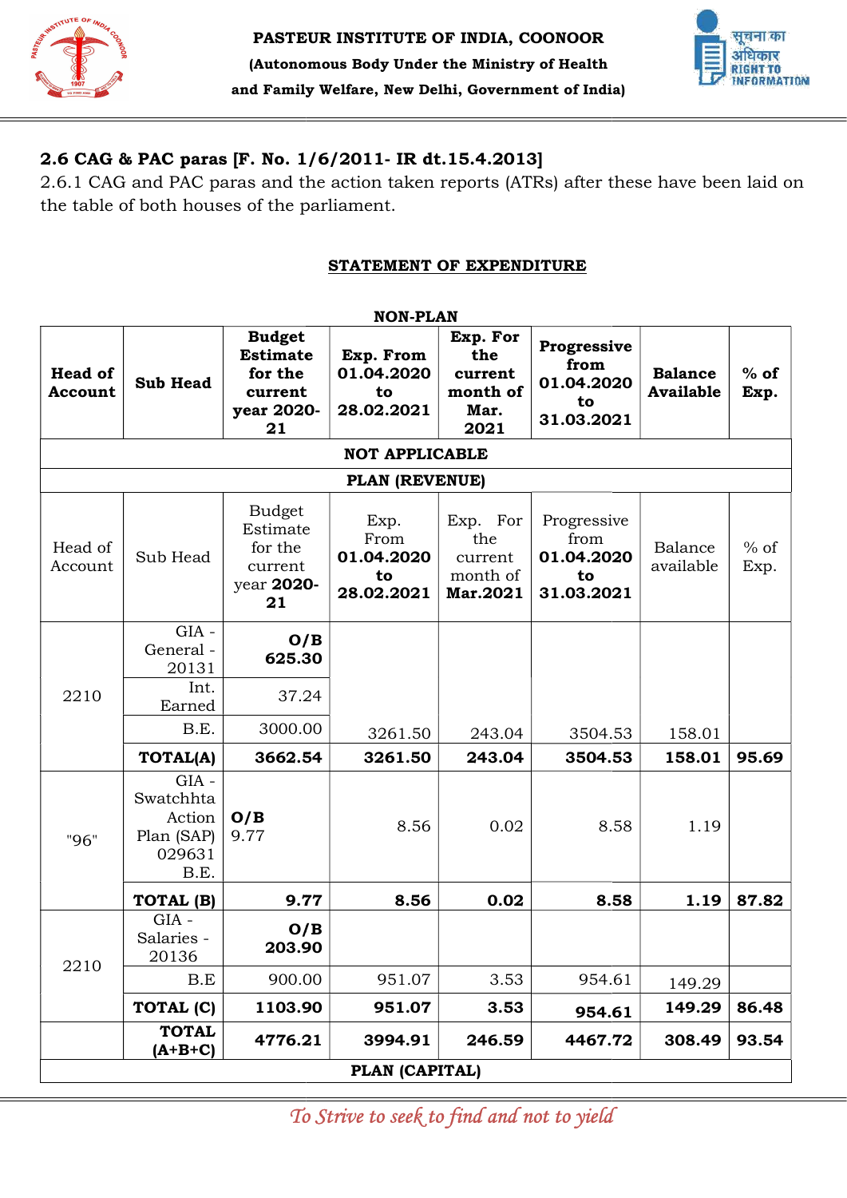## 2.6 CAG & PAC paras [F. No. 1/6/2011- IR dt.15.4.2013]

2.6.1 CAG and PAC paras and the action taken reports (ATRs) after these have been laid on the table of both houses of the parliament.

**STATEMENT OF EXPENDITURE**

| Head of Account | Sub Head | Budget Estimate for the current year 2020-21 | Exp. From 01.04.2020 to 28.02.2021 | Exp. For the current month of Mar. 2021 | Progressive from 01.04.2020 to 31.03.2021 | Balance Available | % of Exp. |
|---|---|---|---|---|---|---|---|
| **NON-PLAN** | | | | | | | |
| **NOT APPLICABLE** | | | | | | | |
| **PLAN (REVENUE)** | | | | | | | |
| Head of Account | Sub Head | Budget Estimate for the current year **2020-21** | Exp. From **01.04.2020 to 28.02.2021** | Exp. For the current month of **Mar.2021** | Progressive from **01.04.2020 to 31.03.2021** | Balance available | % of Exp. |
| 2210 | GIA - General - 20131 | **O/B 625.30** | | | | | |
| | Int. Earned | 37.24 | | | | | |
| | B.E. | 3000.00 | 3261.50 | 243.04 | 3504.53 | 158.01 | |
| | **TOTAL(A)** | **3662.54** | **3261.50** | **243.04** | **3504.53** | **158.01** | **95.69** |
| "96" | GIA - Swatchhta Action Plan (SAP) 029631 B.E. | **O/B** 9.77 | 8.56 | 0.02 | 8.58 | 1.19 | |
| | **TOTAL (B)** | **9.77** | **8.56** | **0.02** | **8.58** | **1.19** | **87.82** |
| 2210 | GIA - Salaries - 20136 | **O/B 203.90** | | | | | |
| | B.E | 900.00 | 951.07 | 3.53 | 954.61 | 149.29 | |
| | **TOTAL (C)** | **1103.90** | **951.07** | **3.53** | **954.61** | **149.29** | **86.48** |
| | **TOTAL (A+B+C)** | **4776.21** | **3994.91** | **246.59** | **4467.72** | **308.49** | **93.54** |
| **PLAN (CAPITAL)** | | | | | | | |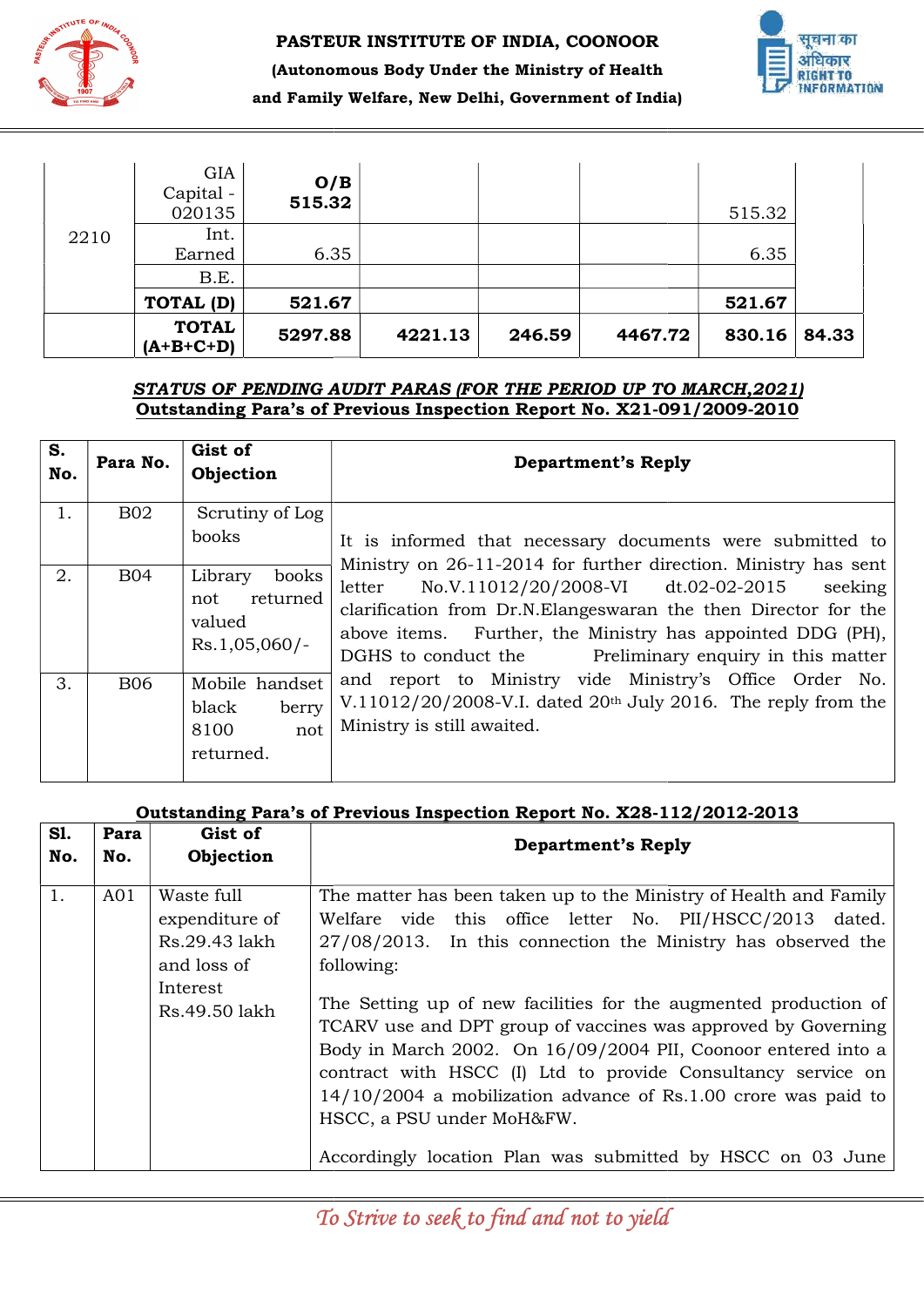| 2210 | GIA Capital - 020135 | **O/B 515.32** | | | | 515.32 | |
|---|---|---|---|---|---|---|---|
| | Int. Earned | 6.35 | | | | 6.35 | |
| | B.E. | | | | | | |
| | **TOTAL (D)** | **521.67** | | | | **521.67** | |
| | **TOTAL (A+B+C+D)** | **5297.88** | **4221.13** | **246.59** | **4467.72** | **830.16** | **84.33** |

***STATUS OF PENDING AUDIT PARAS (FOR THE PERIOD UP TO MARCH,2021)***

**Outstanding Para's of Previous Inspection Report No. X21-091/2009-2010**

| S. No. | Para No. | Gist of Objection | Department's Reply |
|---|---|---|---|
| 1. | B02 | Scrutiny of Log books | It is informed that necessary documents were submitted to Ministry on 26-11-2014 for further direction. Ministry has sent letter No.V.11012/20/2008-VI dt.02-02-2015 seeking clarification from Dr.N.Elangeswaran the then Director for the above items. Further, the Ministry has appointed DDG (PH), DGHS to conduct the Preliminary enquiry in this matter and report to Ministry vide Ministry's Office Order No. V.11012/20/2008-V.I. dated 20th July 2016. The reply from the Ministry is still awaited. |
| 2. | B04 | Library books not returned valued Rs.1,05,060/- | |
| 3. | B06 | Mobile handset black berry 8100 not returned. | |

**Outstanding Para's of Previous Inspection Report No. X28-112/2012-2013**

| Sl. No. | Para No. | Gist of Objection | Department's Reply |
|---|---|---|---|
| 1. | A01 | Waste full expenditure of Rs.29.43 lakh and loss of Interest Rs.49.50 lakh | The matter has been taken up to the Ministry of Health and Family Welfare vide this office letter No. PII/HSCC/2013 dated. 27/08/2013. In this connection the Ministry has observed the following:<br><br>The Setting up of new facilities for the augmented production of TCARV use and DPT group of vaccines was approved by Governing Body in March 2002. On 16/09/2004 PII, Coonoor entered into a contract with HSCC (I) Ltd to provide Consultancy service on 14/10/2004 a mobilization advance of Rs.1.00 crore was paid to HSCC, a PSU under MoH&FW.<br><br>Accordingly location Plan was submitted by HSCC on 03 June |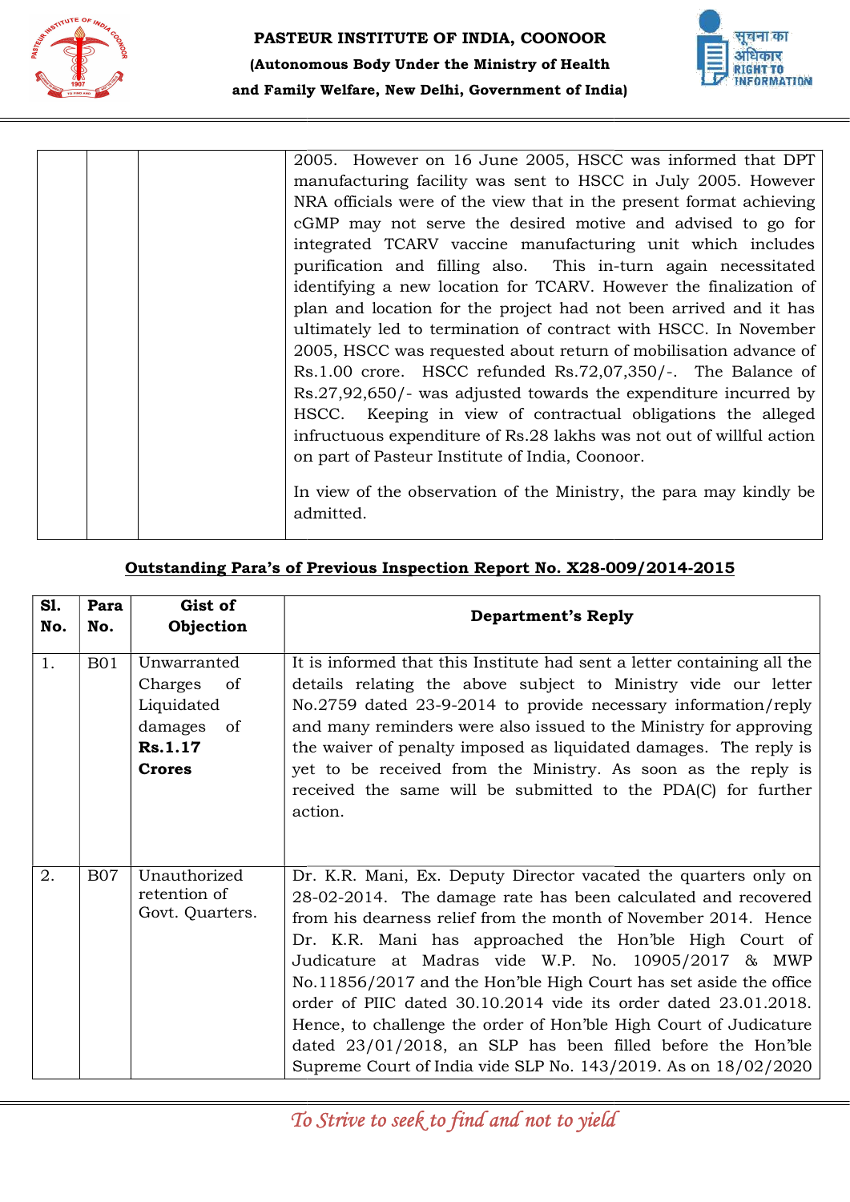| | | | 2005. However on 16 June 2005, HSCC was informed that DPT manufacturing facility was sent to HSCC in July 2005. However NRA officials were of the view that in the present format achieving cGMP may not serve the desired motive and advised to go for integrated TCARV vaccine manufacturing unit which includes purification and filling also. This in-turn again necessitated identifying a new location for TCARV. However the finalization of plan and location for the project had not been arrived and it has ultimately led to termination of contract with HSCC. In November 2005, HSCC was requested about return of mobilisation advance of Rs.1.00 crore. HSCC refunded Rs.72,07,350/-. The Balance of Rs.27,92,650/- was adjusted towards the expenditure incurred by HSCC. Keeping in view of contractual obligations the alleged infructuous expenditure of Rs.28 lakhs was not out of willful action on part of Pasteur Institute of India, Coonoor.<br><br>In view of the observation of the Ministry, the para may kindly be admitted. |
|---|---|---|---|

**Outstanding Para's of Previous Inspection Report No. X28-009/2014-2015**

| Sl. No. | Para No. | Gist of Objection | Department's Reply |
|---|---|---|---|
| 1. | B01 | Unwarranted Charges of Liquidated damages of **Rs.1.17 Crores** | It is informed that this Institute had sent a letter containing all the details relating the above subject to Ministry vide our letter No.2759 dated 23-9-2014 to provide necessary information/reply and many reminders were also issued to the Ministry for approving the waiver of penalty imposed as liquidated damages. The reply is yet to be received from the Ministry. As soon as the reply is received the same will be submitted to the PDA(C) for further action. |
| 2. | B07 | Unauthorized retention of Govt. Quarters. | Dr. K.R. Mani, Ex. Deputy Director vacated the quarters only on 28-02-2014. The damage rate has been calculated and recovered from his dearness relief from the month of November 2014. Hence Dr. K.R. Mani has approached the Hon'ble High Court of Judicature at Madras vide W.P. No. 10905/2017 & MWP No.11856/2017 and the Hon'ble High Court has set aside the office order of PIIC dated 30.10.2014 vide its order dated 23.01.2018. Hence, to challenge the order of Hon'ble High Court of Judicature dated 23/01/2018, an SLP has been filled before the Hon'ble Supreme Court of India vide SLP No. 143/2019. As on 18/02/2020 |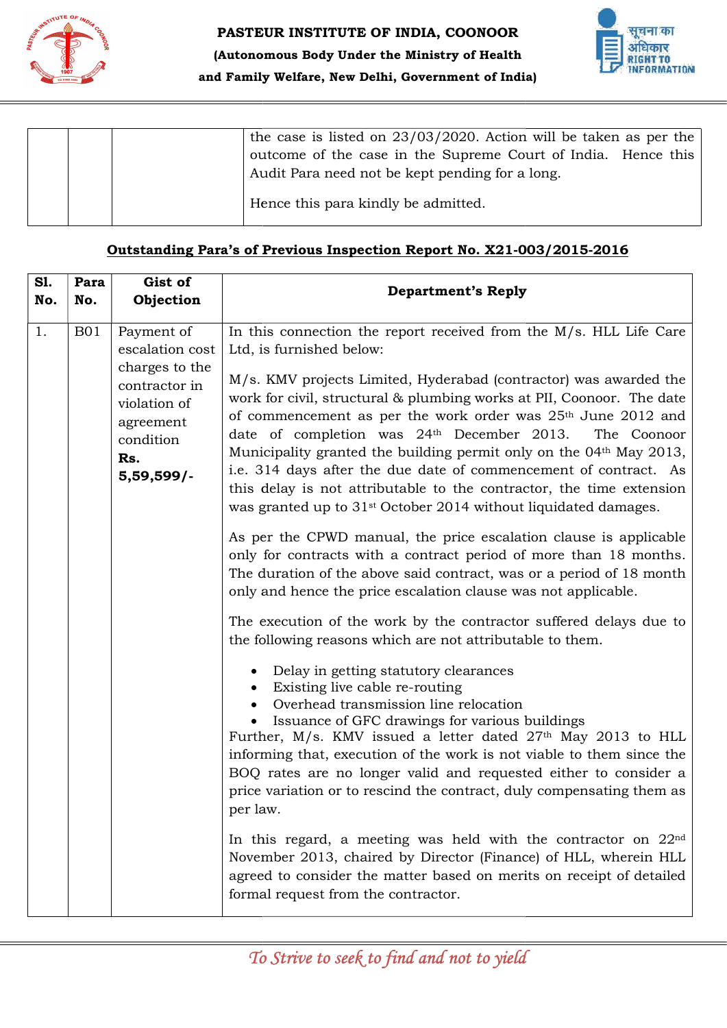| | | | the case is listed on 23/03/2020. Action will be taken as per the outcome of the case in the Supreme Court of India. Hence this Audit Para need not be kept pending for a long.<br><br>Hence this para kindly be admitted. |
|---|---|---|---|

## Outstanding Para's of Previous Inspection Report No. X21-003/2015-2016

| Sl. No. | Para No. | Gist of Objection | Department's Reply |
|---|---|---|---|
| 1. | B01 | Payment of escalation cost charges to the contractor in violation of agreement condition **Rs. 5,59,599/-** | In this connection the report received from the M/s. HLL Life Care Ltd, is furnished below:<br><br>M/s. KMV projects Limited, Hyderabad (contractor) was awarded the work for civil, structural & plumbing works at PII, Coonoor. The date of commencement as per the work order was 25th June 2012 and date of completion was 24th December 2013. The Coonoor Municipality granted the building permit only on the 04th May 2013, i.e. 314 days after the due date of commencement of contract. As this delay is not attributable to the contractor, the time extension was granted up to 31st October 2014 without liquidated damages.<br><br>As per the CPWD manual, the price escalation clause is applicable only for contracts with a contract period of more than 18 months. The duration of the above said contract, was or a period of 18 month only and hence the price escalation clause was not applicable.<br><br>The execution of the work by the contractor suffered delays due to the following reasons which are not attributable to them.<br><br>• Delay in getting statutory clearances<br>• Existing live cable re-routing<br>• Overhead transmission line relocation<br>• Issuance of GFC drawings for various buildings<br><br>Further, M/s. KMV issued a letter dated 27th May 2013 to HLL informing that, execution of the work is not viable to them since the BOQ rates are no longer valid and requested either to consider a price variation or to rescind the contract, duly compensating them as per law.<br><br>In this regard, a meeting was held with the contractor on 22nd November 2013, chaired by Director (Finance) of HLL, wherein HLL agreed to consider the matter based on merits on receipt of detailed formal request from the contractor. |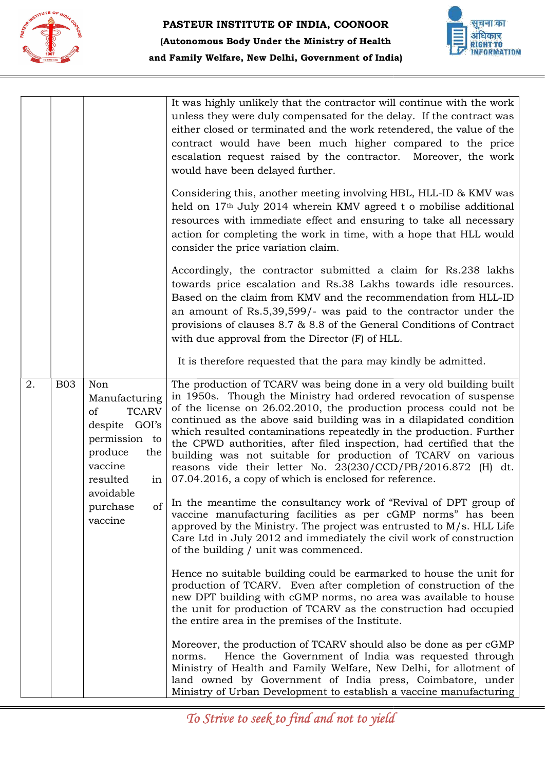| | | | |
|---|---|---|---|
| | | | It was highly unlikely that the contractor will continue with the work unless they were duly compensated for the delay. If the contract was either closed or terminated and the work retendered, the value of the contract would have been much higher compared to the price escalation request raised by the contractor. Moreover, the work would have been delayed further.<br><br>Considering this, another meeting involving HBL, HLL-ID & KMV was held on 17th July 2014 wherein KMV agreed t o mobilise additional resources with immediate effect and ensuring to take all necessary action for completing the work in time, with a hope that HLL would consider the price variation claim.<br><br>Accordingly, the contractor submitted a claim for Rs.238 lakhs towards price escalation and Rs.38 Lakhs towards idle resources. Based on the claim from KMV and the recommendation from HLL-ID an amount of Rs.5,39,599/- was paid to the contractor under the provisions of clauses 8.7 & 8.8 of the General Conditions of Contract with due approval from the Director (F) of HLL.<br><br>It is therefore requested that the para may kindly be admitted. |
| 2. | B03 | Non Manufacturing of TCARV despite GOI's permission to produce the vaccine resulted in avoidable purchase of vaccine | The production of TCARV was being done in a very old building built in 1950s. Though the Ministry had ordered revocation of suspense of the license on 26.02.2010, the production process could not be continued as the above said building was in a dilapidated condition which resulted contaminations repeatedly in the production. Further the CPWD authorities, after filed inspection, had certified that the building was not suitable for production of TCARV on various reasons vide their letter No. 23(230/CCD/PB/2016.872 (H) dt. 07.04.2016, a copy of which is enclosed for reference.<br><br>In the meantime the consultancy work of "Revival of DPT group of vaccine manufacturing facilities as per cGMP norms" has been approved by the Ministry. The project was entrusted to M/s. HLL Life Care Ltd in July 2012 and immediately the civil work of construction of the building / unit was commenced.<br><br>Hence no suitable building could be earmarked to house the unit for production of TCARV. Even after completion of construction of the new DPT building with cGMP norms, no area was available to house the unit for production of TCARV as the construction had occupied the entire area in the premises of the Institute.<br><br>Moreover, the production of TCARV should also be done as per cGMP norms. Hence the Government of India was requested through Ministry of Health and Family Welfare, New Delhi, for allotment of land owned by Government of India press, Coimbatore, under Ministry of Urban Development to establish a vaccine manufacturing |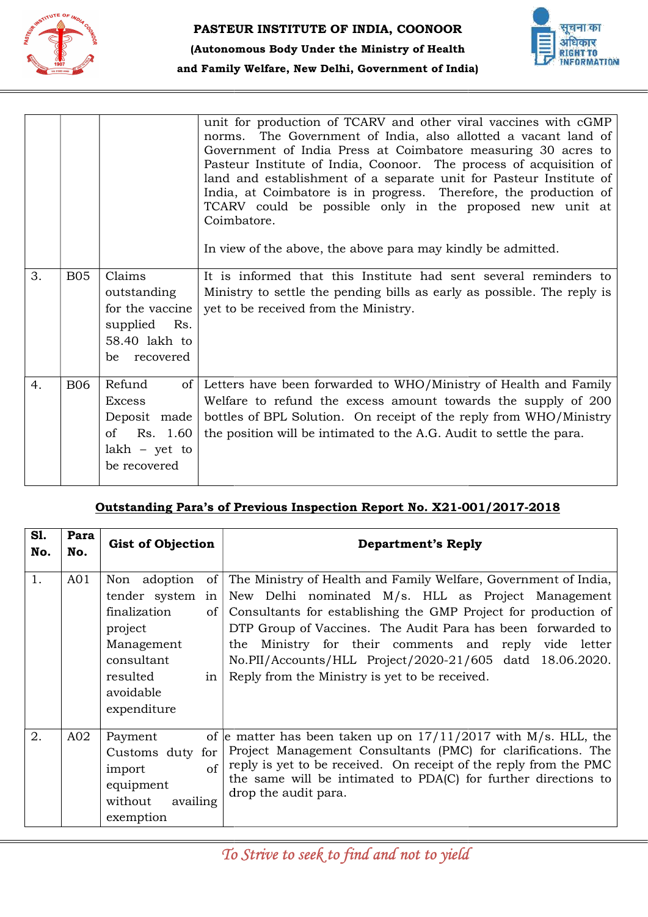| | | | unit for production of TCARV and other viral vaccines with cGMP norms. The Government of India, also allotted a vacant land of Government of India Press at Coimbatore measuring 30 acres to Pasteur Institute of India, Coonoor. The process of acquisition of land and establishment of a separate unit for Pasteur Institute of India, at Coimbatore is in progress. Therefore, the production of TCARV could be possible only in the proposed new unit at Coimbatore.<br><br>In view of the above, the above para may kindly be admitted. |
|---|---|---|---|
| 3. | B05 | Claims outstanding for the vaccine supplied Rs. 58.40 lakh to be recovered | It is informed that this Institute had sent several reminders to Ministry to settle the pending bills as early as possible. The reply is yet to be received from the Ministry. |
| 4. | B06 | Refund of Excess Deposit made of Rs. 1.60 lakh – yet to be recovered | Letters have been forwarded to WHO/Ministry of Health and Family Welfare to refund the excess amount towards the supply of 200 bottles of BPL Solution. On receipt of the reply from WHO/Ministry the position will be intimated to the A.G. Audit to settle the para. |

**Outstanding Para's of Previous Inspection Report No. X21-001/2017-2018**

| Sl. No. | Para No. | Gist of Objection | Department's Reply |
|---|---|---|---|
| 1. | A01 | Non adoption of tender system in finalization of project Management consultant resulted in avoidable expenditure | The Ministry of Health and Family Welfare, Government of India, New Delhi nominated M/s. HLL as Project Management Consultants for establishing the GMP Project for production of DTP Group of Vaccines. The Audit Para has been forwarded to the Ministry for their comments and reply vide letter No.PII/Accounts/HLL Project/2020-21/605 datd 18.06.2020. Reply from the Ministry is yet to be received. |
| 2. | A02 | Payment of Customs duty for import of equipment without availing exemption | e matter has been taken up on 17/11/2017 with M/s. HLL, the Project Management Consultants (PMC) for clarifications. The reply is yet to be received. On receipt of the reply from the PMC the same will be intimated to PDA(C) for further directions to drop the audit para. |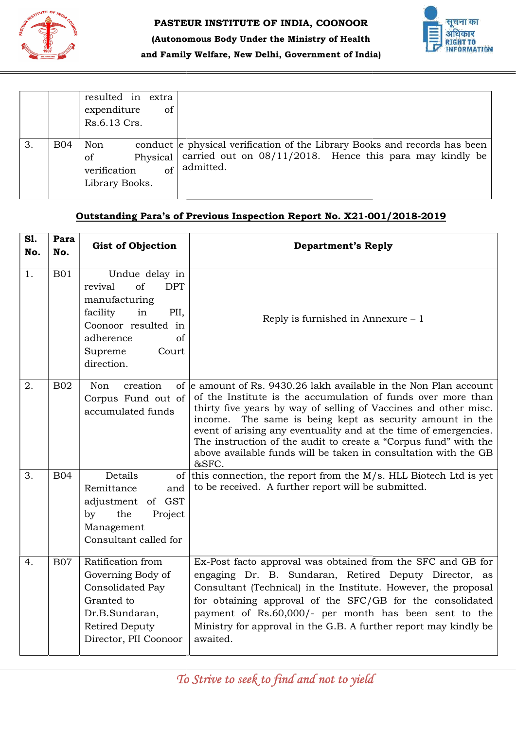| | | | |
|---|---|---|---|
| | | resulted in extra expenditure of Rs.6.13 Crs. | |
| 3. | B04 | Non conduct of Physical verification of Library Books. | e physical verification of the Library Books and records has been carried out on 08/11/2018. Hence this para may kindly be admitted. |

**Outstanding Para's of Previous Inspection Report No. X21-001/2018-2019**

| Sl. No. | Para No. | Gist of Objection | Department's Reply |
|---|---|---|---|
| 1. | B01 | Undue delay in revival of DPT manufacturing facility in PII, Coonoor resulted in adherence of Supreme Court direction. | Reply is furnished in Annexure – 1 |
| 2. | B02 | Non creation of Corpus Fund out of accumulated funds | e amount of Rs. 9430.26 lakh available in the Non Plan account of the Institute is the accumulation of funds over more than thirty five years by way of selling of Vaccines and other misc. income. The same is being kept as security amount in the event of arising any eventuality and at the time of emergencies. The instruction of the audit to create a "Corpus fund" with the above available funds will be taken in consultation with the GB &SFC. |
| 3. | B04 | Details of Remittance and adjustment of GST by the Project Management Consultant called for | this connection, the report from the M/s. HLL Biotech Ltd is yet to be received. A further report will be submitted. |
| 4. | B07 | Ratification from Governing Body of Consolidated Pay Granted to Dr.B.Sundaran, Retired Deputy Director, PII Coonoor | Ex-Post facto approval was obtained from the SFC and GB for engaging Dr. B. Sundaran, Retired Deputy Director, as Consultant (Technical) in the Institute. However, the proposal for obtaining approval of the SFC/GB for the consolidated payment of Rs.60,000/- per month has been sent to the Ministry for approval in the G.B. A further report may kindly be awaited. |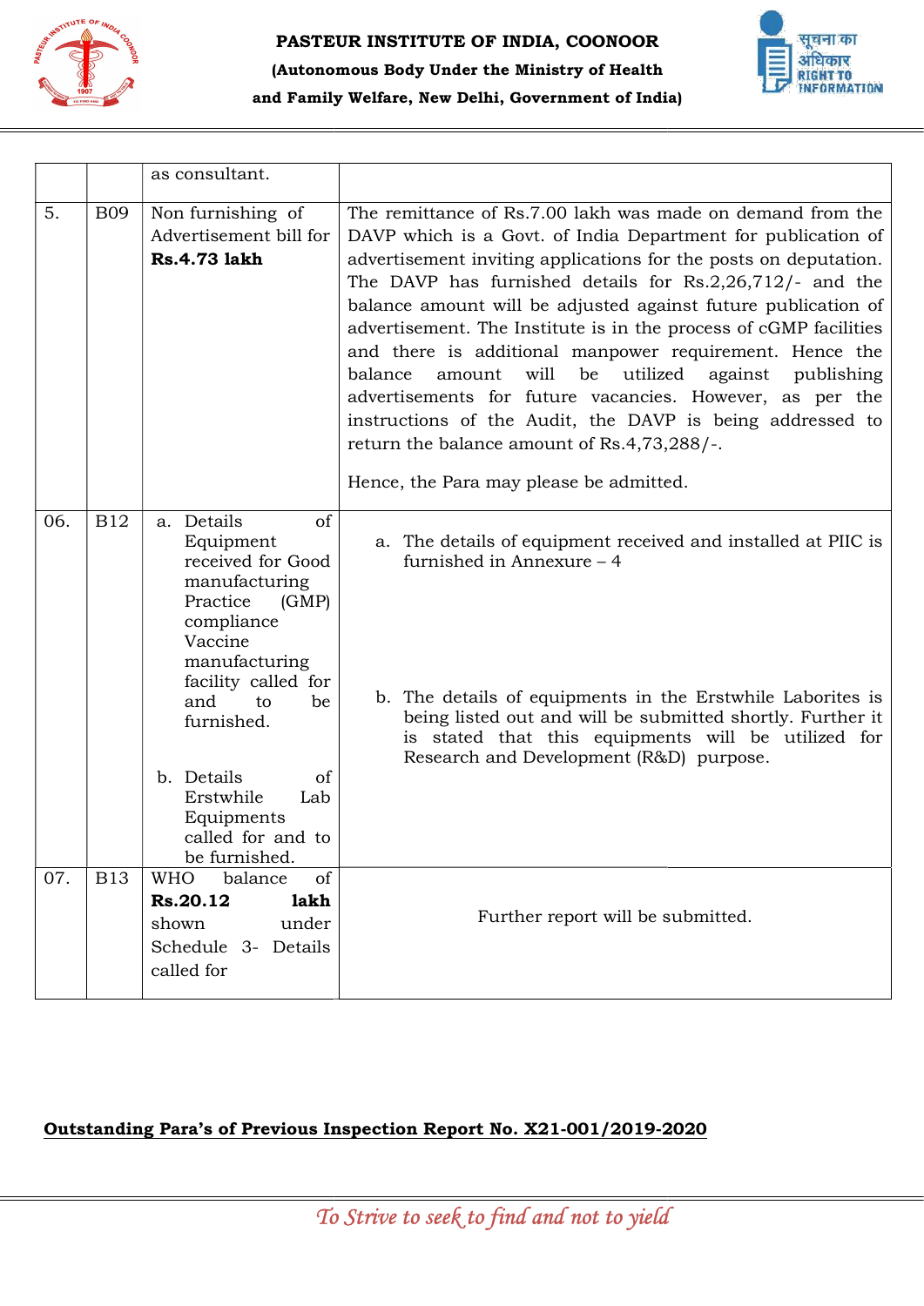| | | | |
|---|---|---|---|
| | | as consultant. | |
| 5. | B09 | Non furnishing of Advertisement bill for **Rs.4.73 lakh** | The remittance of Rs.7.00 lakh was made on demand from the DAVP which is a Govt. of India Department for publication of advertisement inviting applications for the posts on deputation. The DAVP has furnished details for Rs.2,26,712/- and the balance amount will be adjusted against future publication of advertisement. The Institute is in the process of cGMP facilities and there is additional manpower requirement. Hence the balance amount will be utilized against publishing advertisements for future vacancies. However, as per the instructions of the Audit, the DAVP is being addressed to return the balance amount of Rs.4,73,288/-.<br><br>Hence, the Para may please be admitted. |
| 06. | B12 | a. Details of Equipment received for Good manufacturing Practice (GMP) compliance Vaccine manufacturing facility called for and to be furnished.<br><br>b. Details of Erstwhile Lab Equipments called for and to be furnished. | a. The details of equipment received and installed at PIIC is furnished in Annexure – 4<br><br>b. The details of equipments in the Erstwhile Laborites is being listed out and will be submitted shortly. Further it is stated that this equipments will be utilized for Research and Development (R&D) purpose. |
| 07. | B13 | WHO balance of **Rs.20.12 lakh** shown under Schedule 3- Details called for | Further report will be submitted. |

**Outstanding Para's of Previous Inspection Report No. X21-001/2019-2020**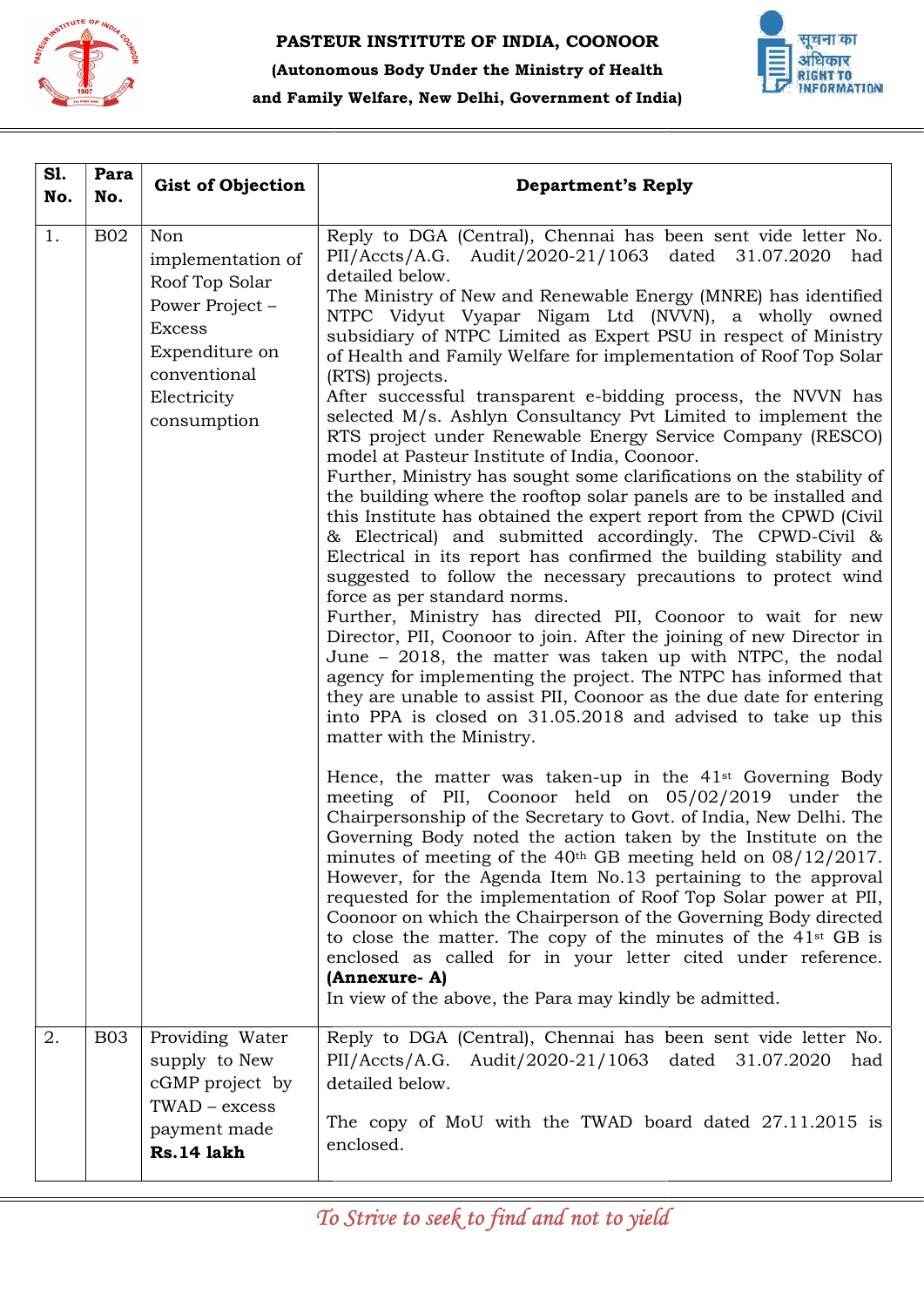| Sl. No. | Para No. | Gist of Objection | Department's Reply |
|---|---|---|---|
| 1. | B02 | Non implementation of Roof Top Solar Power Project – Excess Expenditure on conventional Electricity consumption | Reply to DGA (Central), Chennai has been sent vide letter No. PII/Accts/A.G. Audit/2020-21/1063 dated 31.07.2020 had detailed below.<br>The Ministry of New and Renewable Energy (MNRE) has identified NTPC Vidyut Vyapar Nigam Ltd (NVVN), a wholly owned subsidiary of NTPC Limited as Expert PSU in respect of Ministry of Health and Family Welfare for implementation of Roof Top Solar (RTS) projects.<br>After successful transparent e-bidding process, the NVVN has selected M/s. Ashlyn Consultancy Pvt Limited to implement the RTS project under Renewable Energy Service Company (RESCO) model at Pasteur Institute of India, Coonoor.<br>Further, Ministry has sought some clarifications on the stability of the building where the rooftop solar panels are to be installed and this Institute has obtained the expert report from the CPWD (Civil & Electrical) and submitted accordingly. The CPWD-Civil & Electrical in its report has confirmed the building stability and suggested to follow the necessary precautions to protect wind force as per standard norms.<br>Further, Ministry has directed PII, Coonoor to wait for new Director, PII, Coonoor to join. After the joining of new Director in June – 2018, the matter was taken up with NTPC, the nodal agency for implementing the project. The NTPC has informed that they are unable to assist PII, Coonoor as the due date for entering into PPA is closed on 31.05.2018 and advised to take up this matter with the Ministry.<br><br>Hence, the matter was taken-up in the 41st Governing Body meeting of PII, Coonoor held on 05/02/2019 under the Chairpersonship of the Secretary to Govt. of India, New Delhi. The Governing Body noted the action taken by the Institute on the minutes of meeting of the 40th GB meeting held on 08/12/2017. However, for the Agenda Item No.13 pertaining to the approval requested for the implementation of Roof Top Solar power at PII, Coonoor on which the Chairperson of the Governing Body directed to close the matter. The copy of the minutes of the 41st GB is enclosed as called for in your letter cited under reference. **(Annexure- A)**<br>In view of the above, the Para may kindly be admitted. |
| 2. | B03 | Providing Water supply to New cGMP project by TWAD – excess payment made **Rs.14 lakh** | Reply to DGA (Central), Chennai has been sent vide letter No. PII/Accts/A.G. Audit/2020-21/1063 dated 31.07.2020 had detailed below.<br><br>The copy of MoU with the TWAD board dated 27.11.2015 is enclosed. |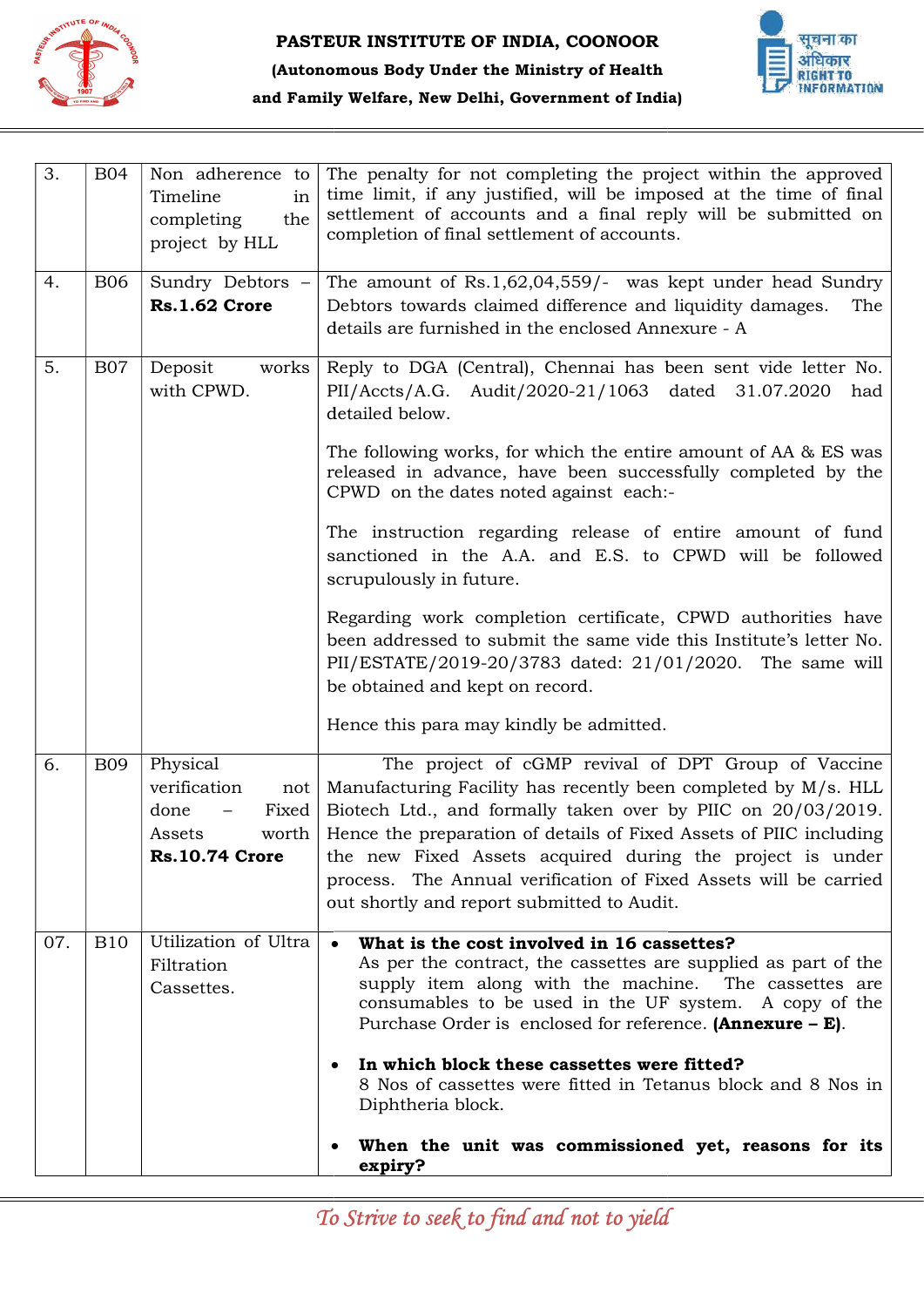| 3. | B04 | Non adherence to Timeline in completing the project by HLL | The penalty for not completing the project within the approved time limit, if any justified, will be imposed at the time of final settlement of accounts and a final reply will be submitted on completion of final settlement of accounts. |
|---|---|---|---|
| 4. | B06 | Sundry Debtors – **Rs.1.62 Crore** | The amount of Rs.1,62,04,559/- was kept under head Sundry Debtors towards claimed difference and liquidity damages. The details are furnished in the enclosed Annexure - A |
| 5. | B07 | Deposit works with CPWD. | Reply to DGA (Central), Chennai has been sent vide letter No. PII/Accts/A.G. Audit/2020-21/1063 dated 31.07.2020 had detailed below.<br><br>The following works, for which the entire amount of AA & ES was released in advance, have been successfully completed by the CPWD on the dates noted against each:-<br><br>The instruction regarding release of entire amount of fund sanctioned in the A.A. and E.S. to CPWD will be followed scrupulously in future.<br><br>Regarding work completion certificate, CPWD authorities have been addressed to submit the same vide this Institute's letter No. PII/ESTATE/2019-20/3783 dated: 21/01/2020. The same will be obtained and kept on record.<br><br>Hence this para may kindly be admitted. |
| 6. | B09 | Physical verification not done – Fixed Assets worth **Rs.10.74 Crore** | The project of cGMP revival of DPT Group of Vaccine Manufacturing Facility has recently been completed by M/s. HLL Biotech Ltd., and formally taken over by PIIC on 20/03/2019. Hence the preparation of details of Fixed Assets of PIIC including the new Fixed Assets acquired during the project is under process. The Annual verification of Fixed Assets will be carried out shortly and report submitted to Audit. |
| 07. | B10 | Utilization of Ultra Filtration Cassettes. | • **What is the cost involved in 16 cassettes?**<br>As per the contract, the cassettes are supplied as part of the supply item along with the machine. The cassettes are consumables to be used in the UF system. A copy of the Purchase Order is enclosed for reference. **(Annexure – E)**.<br><br>• **In which block these cassettes were fitted?**<br>8 Nos of cassettes were fitted in Tetanus block and 8 Nos in Diphtheria block.<br><br>• **When the unit was commissioned yet, reasons for its expiry?** |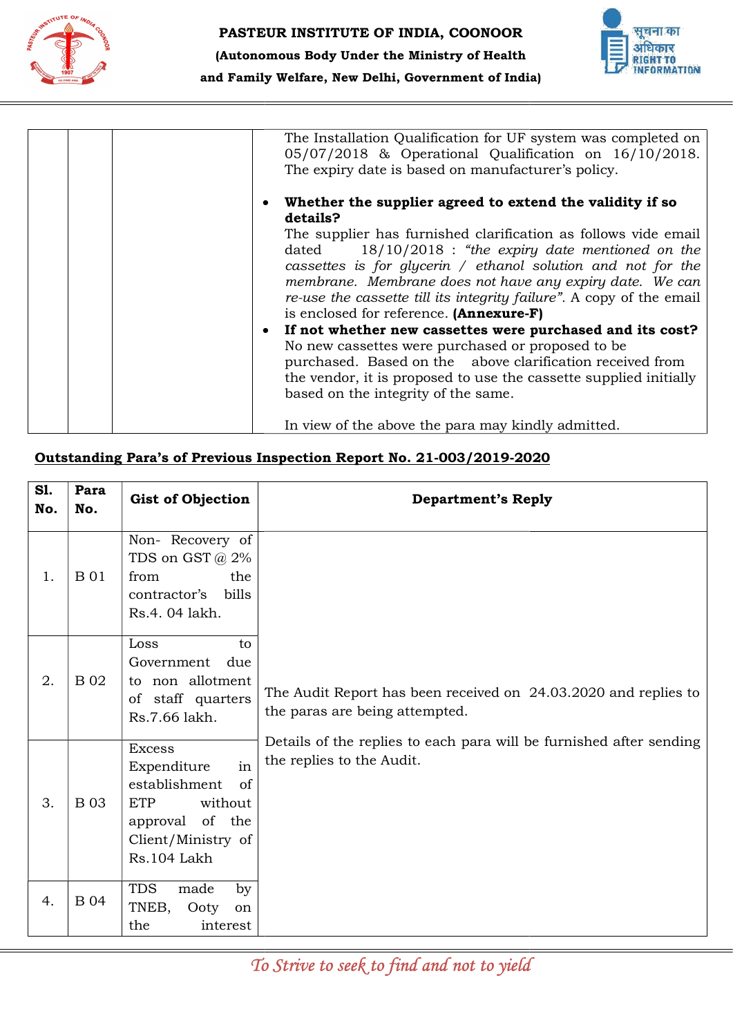| | | | The Installation Qualification for UF system was completed on 05/07/2018 & Operational Qualification on 16/10/2018. The expiry date is based on manufacturer's policy.<br><br>• **Whether the supplier agreed to extend the validity if so details?**<br>The supplier has furnished clarification as follows vide email dated 18/10/2018 : *"the expiry date mentioned on the cassettes is for glycerin / ethanol solution and not for the membrane. Membrane does not have any expiry date. We can re-use the cassette till its integrity failure"*. A copy of the email is enclosed for reference. **(Annexure-F)**<br>• **If not whether new cassettes were purchased and its cost?**<br>No new cassettes were purchased or proposed to be purchased. Based on the above clarification received from the vendor, it is proposed to use the cassette supplied initially based on the integrity of the same.<br><br>In view of the above the para may kindly admitted. |
|---|---|---|---|

**Outstanding Para's of Previous Inspection Report No. 21-003/2019-2020**

| Sl. No. | Para No. | Gist of Objection | Department's Reply |
|---|---|---|---|
| 1. | B 01 | Non- Recovery of TDS on GST @ 2% from the contractor's bills Rs.4. 04 lakh. | The Audit Report has been received on 24.03.2020 and replies to the paras are being attempted.<br><br>Details of the replies to each para will be furnished after sending the replies to the Audit. |
| 2. | B 02 | Loss to Government due to non allotment of staff quarters Rs.7.66 lakh. | |
| 3. | B 03 | Excess Expenditure in establishment of ETP without approval of the Client/Ministry of Rs.104 Lakh | |
| 4. | B 04 | TDS made by TNEB, Ooty on the interest | |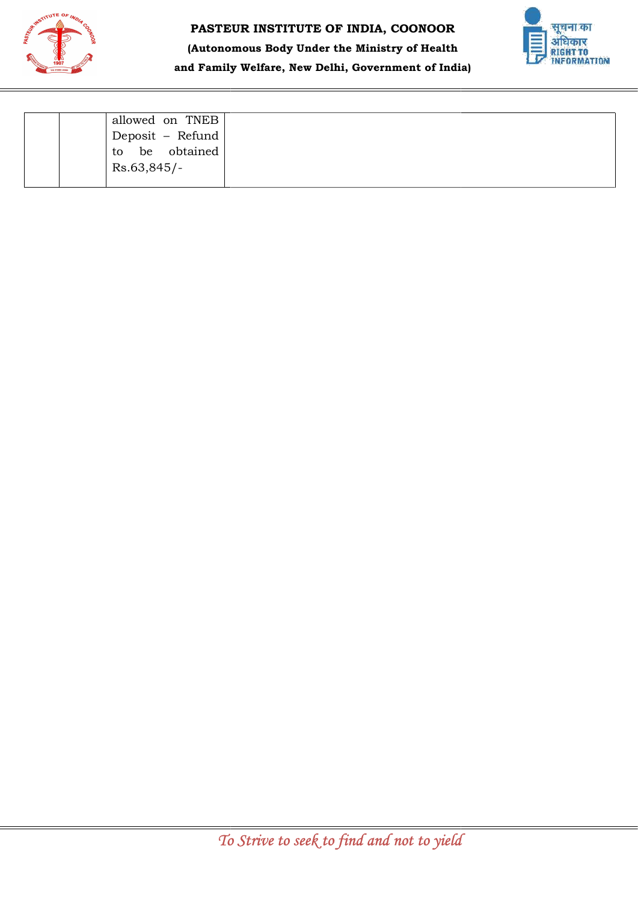| | | | |
|---|---|---|---|
| | | allowed on TNEB Deposit – Refund to be obtained Rs.63,845/- | |